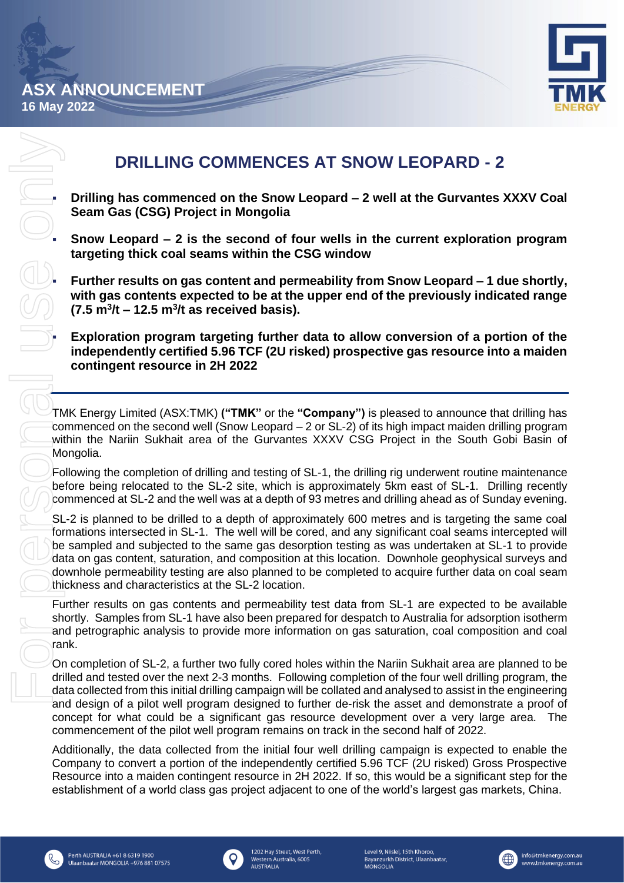ASX ANNOUNCEMENT
16 May 2022

# DRILLING COMMENCES AT SNOW LEOPARD - 2

- **Drilling has commenced on the Snow Leopard – 2 well at the Gurvantes XXXV Coal Seam Gas (CSG) Project in Mongolia**
- **Snow Leopard – 2 is the second of four wells in the current exploration program targeting thick coal seams within the CSG window**
- **Further results on gas content and permeability from Snow Leopard – 1 due shortly, with gas contents expected to be at the upper end of the previously indicated range (7.5 $m^3$/t – 12.5 $m^3$/t as received basis).**
- **Exploration program targeting further data to allow conversion of a portion of the independently certified 5.96 TCF (2U risked) prospective gas resource into a maiden contingent resource in 2H 2022**

TMK Energy Limited (ASX:TMK) **("TMK"** or the **"Company")** is pleased to announce that drilling has commenced on the second well (Snow Leopard – 2 or SL-2) of its high impact maiden drilling program within the Nariin Sukhait area of the Gurvantes XXXV CSG Project in the South Gobi Basin of Mongolia.

Following the completion of drilling and testing of SL-1, the drilling rig underwent routine maintenance before being relocated to the SL-2 site, which is approximately 5km east of SL-1. Drilling recently commenced at SL-2 and the well was at a depth of 93 metres and drilling ahead as of Sunday evening.

SL-2 is planned to be drilled to a depth of approximately 600 metres and is targeting the same coal formations intersected in SL-1. The well will be cored, and any significant coal seams intercepted will be sampled and subjected to the same gas desorption testing as was undertaken at SL-1 to provide data on gas content, saturation, and composition at this location. Downhole geophysical surveys and downhole permeability testing are also planned to be completed to acquire further data on coal seam thickness and characteristics at the SL-2 location.

Further results on gas contents and permeability test data from SL-1 are expected to be available shortly. Samples from SL-1 have also been prepared for despatch to Australia for adsorption isotherm and petrographic analysis to provide more information on gas saturation, coal composition and coal rank.

On completion of SL-2, a further two fully cored holes within the Nariin Sukhait area are planned to be drilled and tested over the next 2-3 months. Following completion of the four well drilling program, the data collected from this initial drilling campaign will be collated and analysed to assist in the engineering and design of a pilot well program designed to further de-risk the asset and demonstrate a proof of concept for what could be a significant gas resource development over a very large area. The commencement of the pilot well program remains on track in the second half of 2022.

Additionally, the data collected from the initial four well drilling campaign is expected to enable the Company to convert a portion of the independently certified 5.96 TCF (2U risked) Gross Prospective Resource into a maiden contingent resource in 2H 2022. If so, this would be a significant step for the establishment of a world class gas project adjacent to one of the world's largest gas markets, China.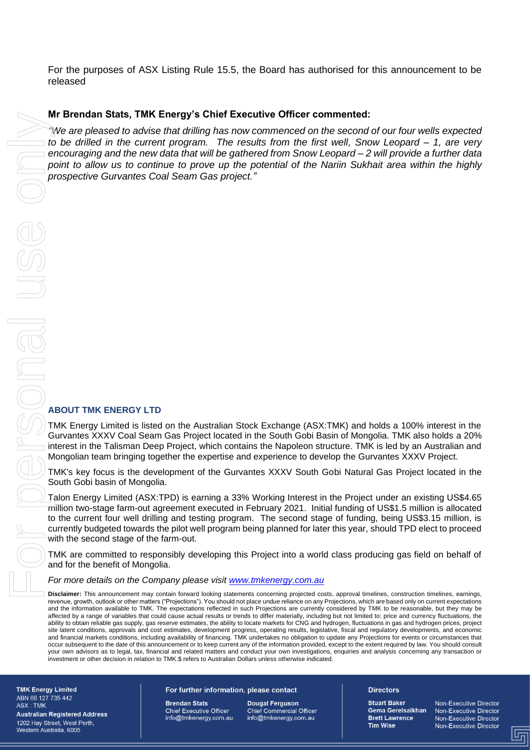For the purposes of ASX Listing Rule 15.5, the Board has authorised for this announcement to be released

**Mr Brendan Stats, TMK Energy's Chief Executive Officer commented:**

*"We are pleased to advise that drilling has now commenced on the second of our four wells expected to be drilled in the current program. The results from the first well, Snow Leopard – 1, are very encouraging and the new data that will be gathered from Snow Leopard – 2 will provide a further data point to allow us to continue to prove up the potential of the Nariin Sukhait area within the highly prospective Gurvantes Coal Seam Gas project."*

## ABOUT TMK ENERGY LTD

TMK Energy Limited is listed on the Australian Stock Exchange (ASX:TMK) and holds a 100% interest in the Gurvantes XXXV Coal Seam Gas Project located in the South Gobi Basin of Mongolia. TMK also holds a 20% interest in the Talisman Deep Project, which contains the Napoleon structure. TMK is led by an Australian and Mongolian team bringing together the expertise and experience to develop the Gurvantes XXXV Project.

TMK's key focus is the development of the Gurvantes XXXV South Gobi Natural Gas Project located in the South Gobi basin of Mongolia.

Talon Energy Limited (ASX:TPD) is earning a 33% Working Interest in the Project under an existing US$4.65 million two-stage farm-out agreement executed in February 2021. Initial funding of US$1.5 million is allocated to the current four well drilling and testing program. The second stage of funding, being US$3.15 million, is currently budgeted towards the pilot well program being planned for later this year, should TPD elect to proceed with the second stage of the farm-out.

TMK are committed to responsibly developing this Project into a world class producing gas field on behalf of and for the benefit of Mongolia.

*For more details on the Company please visit [www.tmkenergy.com.au](www.tmkenergy.com.au)*

**Disclaimer:** This announcement may contain forward looking statements concerning projected costs, approval timelines, construction timelines, earnings, revenue, growth, outlook or other matters ("Projections"). You should not place undue reliance on any Projections, which are based only on current expectations and the information available to TMK. The expectations reflected in such Projections are currently considered by TMK to be reasonable, but they may be affected by a range of variables that could cause actual results or trends to differ materially, including but not limited to: price and currency fluctuations, the ability to obtain reliable gas supply, gas reserve estimates, the ability to locate markets for CNG and hydrogen, fluctuations in gas and hydrogen prices, project site latent conditions, approvals and cost estimates, development progress, operating results, legislative, fiscal and regulatory developments, and economic and financial markets conditions, including availability of financing. TMK undertakes no obligation to update any Projections for events or circumstances that occur subsequent to the date of this announcement or to keep current any of the information provided, except to the extent required by law. You should consult your own advisors as to legal, tax, financial and related matters and conduct your own investigations, enquiries and analysis concerning any transaction or investment or other decision in relation to TMK.$ refers to Australian Dollars unless otherwise indicated.

**TMK Energy Limited**
ABN 66 127 735 442
ASX : TMK
**Australian Registered Address**
1202 Hay Street, West Perth,
Western Australia, 6005

**For further information, please contact**

**Brendan Stats**
Chief Executive Officer
info@tmkenergy.com.au

**Dougal Ferguson**
Chief Commercial Officer
info@tmkenergy.com.au

**Directors**

**Stuart Baker** Non-Executive Director
**Gema Gerelsaikhan** Non-Executive Director
**Brett Lawrence** Non-Executive Director
**Tim Wise** Non-Executive Director